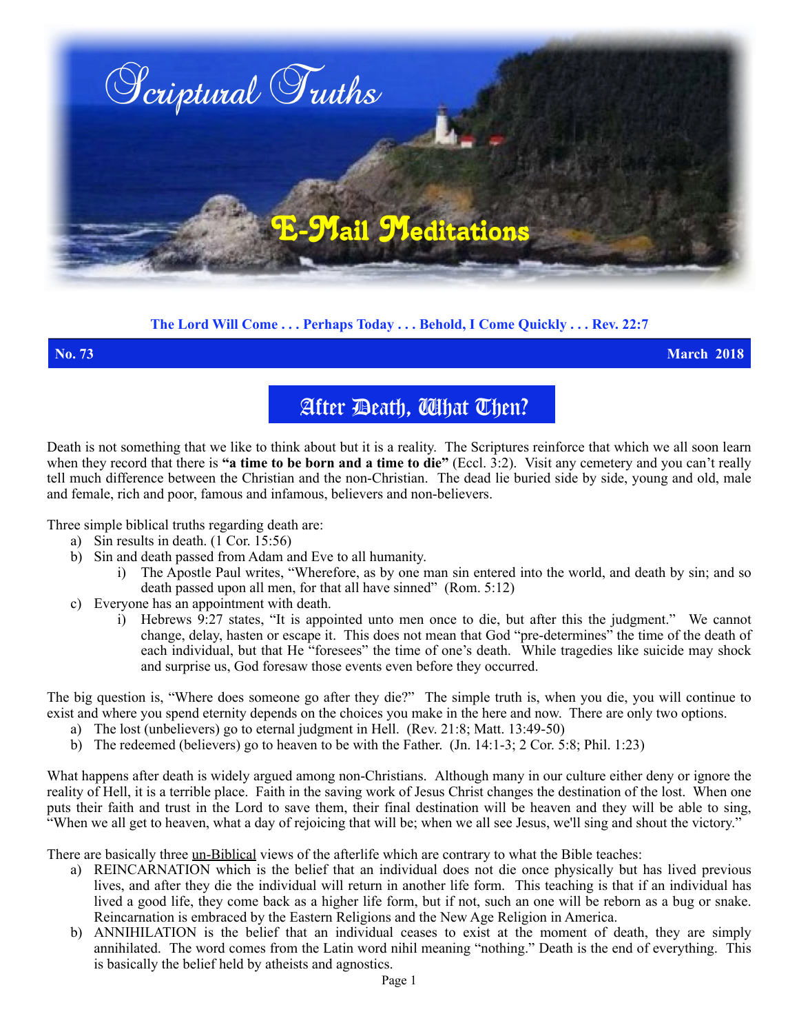# Scriptural Truths

## E-Mail Meditations

**The Lord Will Come . . . Perhaps Today . . . Behold, I Come Quickly . . . Rev. 22:7**

**No. 73** **March 2018**

## After Death, What Then?

Death is not something that we like to think about but it is a reality. The Scriptures reinforce that which we all soon learn when they record that there is **"a time to be born and a time to die"** (Eccl. 3:2). Visit any cemetery and you can't really tell much difference between the Christian and the non-Christian. The dead lie buried side by side, young and old, male and female, rich and poor, famous and infamous, believers and non-believers.

Three simple biblical truths regarding death are:

a) Sin results in death. (1 Cor. 15:56)
b) Sin and death passed from Adam and Eve to all humanity.
   i) The Apostle Paul writes, "Wherefore, as by one man sin entered into the world, and death by sin; and so death passed upon all men, for that all have sinned" (Rom. 5:12)
c) Everyone has an appointment with death.
   i) Hebrews 9:27 states, "It is appointed unto men once to die, but after this the judgment." We cannot change, delay, hasten or escape it. This does not mean that God "pre-determines" the time of the death of each individual, but that He "foresees" the time of one's death. While tragedies like suicide may shock and surprise us, God foresaw those events even before they occurred.

The big question is, "Where does someone go after they die?" The simple truth is, when you die, you will continue to exist and where you spend eternity depends on the choices you make in the here and now. There are only two options.

a) The lost (unbelievers) go to eternal judgment in Hell. (Rev. 21:8; Matt. 13:49-50)
b) The redeemed (believers) go to heaven to be with the Father. (Jn. 14:1-3; 2 Cor. 5:8; Phil. 1:23)

What happens after death is widely argued among non-Christians. Although many in our culture either deny or ignore the reality of Hell, it is a terrible place. Faith in the saving work of Jesus Christ changes the destination of the lost. When one puts their faith and trust in the Lord to save them, their final destination will be heaven and they will be able to sing, "When we all get to heaven, what a day of rejoicing that will be; when we all see Jesus, we'll sing and shout the victory."

There are basically three un-Biblical views of the afterlife which are contrary to what the Bible teaches:

a) REINCARNATION which is the belief that an individual does not die once physically but has lived previous lives, and after they die the individual will return in another life form. This teaching is that if an individual has lived a good life, they come back as a higher life form, but if not, such an one will be reborn as a bug or snake. Reincarnation is embraced by the Eastern Religions and the New Age Religion in America.
b) ANNIHILATION is the belief that an individual ceases to exist at the moment of death, they are simply annihilated. The word comes from the Latin word nihil meaning "nothing." Death is the end of everything. This is basically the belief held by atheists and agnostics.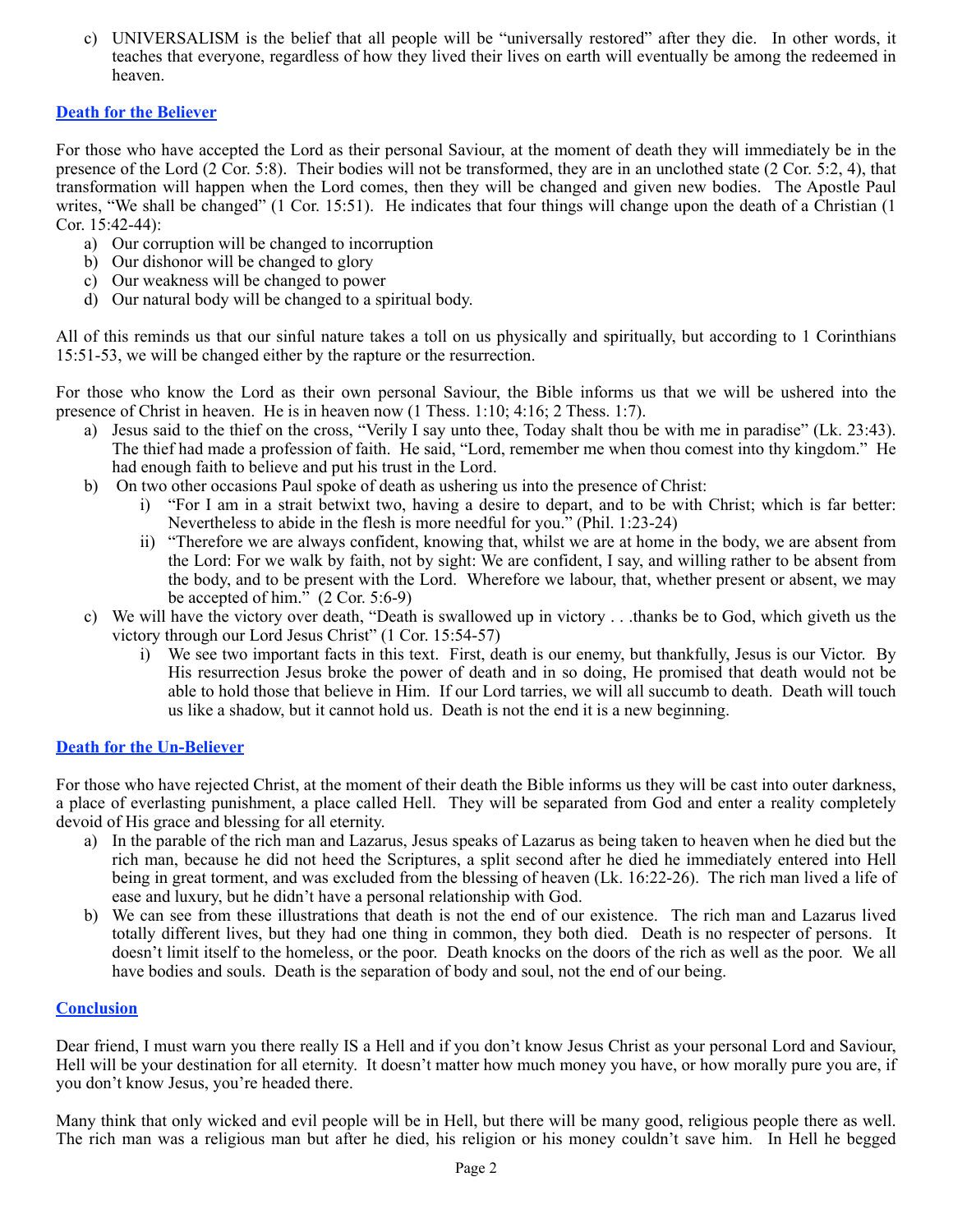c) UNIVERSALISM is the belief that all people will be "universally restored" after they die. In other words, it teaches that everyone, regardless of how they lived their lives on earth will eventually be among the redeemed in heaven.

## Death for the Believer

For those who have accepted the Lord as their personal Saviour, at the moment of death they will immediately be in the presence of the Lord (2 Cor. 5:8). Their bodies will not be transformed, they are in an unclothed state (2 Cor. 5:2, 4), that transformation will happen when the Lord comes, then they will be changed and given new bodies. The Apostle Paul writes, "We shall be changed" (1 Cor. 15:51). He indicates that four things will change upon the death of a Christian (1 Cor. 15:42-44):

a) Our corruption will be changed to incorruption
b) Our dishonor will be changed to glory
c) Our weakness will be changed to power
d) Our natural body will be changed to a spiritual body.

All of this reminds us that our sinful nature takes a toll on us physically and spiritually, but according to 1 Corinthians 15:51-53, we will be changed either by the rapture or the resurrection.

For those who know the Lord as their own personal Saviour, the Bible informs us that we will be ushered into the presence of Christ in heaven. He is in heaven now (1 Thess. 1:10; 4:16; 2 Thess. 1:7).

a) Jesus said to the thief on the cross, "Verily I say unto thee, Today shalt thou be with me in paradise" (Lk. 23:43). The thief had made a profession of faith. He said, "Lord, remember me when thou comest into thy kingdom." He had enough faith to believe and put his trust in the Lord.
b) On two other occasions Paul spoke of death as ushering us into the presence of Christ:
    i) "For I am in a strait betwixt two, having a desire to depart, and to be with Christ; which is far better: Nevertheless to abide in the flesh is more needful for you." (Phil. 1:23-24)
    ii) "Therefore we are always confident, knowing that, whilst we are at home in the body, we are absent from the Lord: For we walk by faith, not by sight: We are confident, I say, and willing rather to be absent from the body, and to be present with the Lord. Wherefore we labour, that, whether present or absent, we may be accepted of him." (2 Cor. 5:6-9)
c) We will have the victory over death, "Death is swallowed up in victory . . .thanks be to God, which giveth us the victory through our Lord Jesus Christ" (1 Cor. 15:54-57)
    i) We see two important facts in this text. First, death is our enemy, but thankfully, Jesus is our Victor. By His resurrection Jesus broke the power of death and in so doing, He promised that death would not be able to hold those that believe in Him. If our Lord tarries, we will all succumb to death. Death will touch us like a shadow, but it cannot hold us. Death is not the end it is a new beginning.

## Death for the Un-Believer

For those who have rejected Christ, at the moment of their death the Bible informs us they will be cast into outer darkness, a place of everlasting punishment, a place called Hell. They will be separated from God and enter a reality completely devoid of His grace and blessing for all eternity.

a) In the parable of the rich man and Lazarus, Jesus speaks of Lazarus as being taken to heaven when he died but the rich man, because he did not heed the Scriptures, a split second after he died he immediately entered into Hell being in great torment, and was excluded from the blessing of heaven (Lk. 16:22-26). The rich man lived a life of ease and luxury, but he didn't have a personal relationship with God.
b) We can see from these illustrations that death is not the end of our existence. The rich man and Lazarus lived totally different lives, but they had one thing in common, they both died. Death is no respecter of persons. It doesn't limit itself to the homeless, or the poor. Death knocks on the doors of the rich as well as the poor. We all have bodies and souls. Death is the separation of body and soul, not the end of our being.

## Conclusion

Dear friend, I must warn you there really IS a Hell and if you don't know Jesus Christ as your personal Lord and Saviour, Hell will be your destination for all eternity. It doesn't matter how much money you have, or how morally pure you are, if you don't know Jesus, you're headed there.

Many think that only wicked and evil people will be in Hell, but there will be many good, religious people there as well. The rich man was a religious man but after he died, his religion or his money couldn't save him. In Hell he begged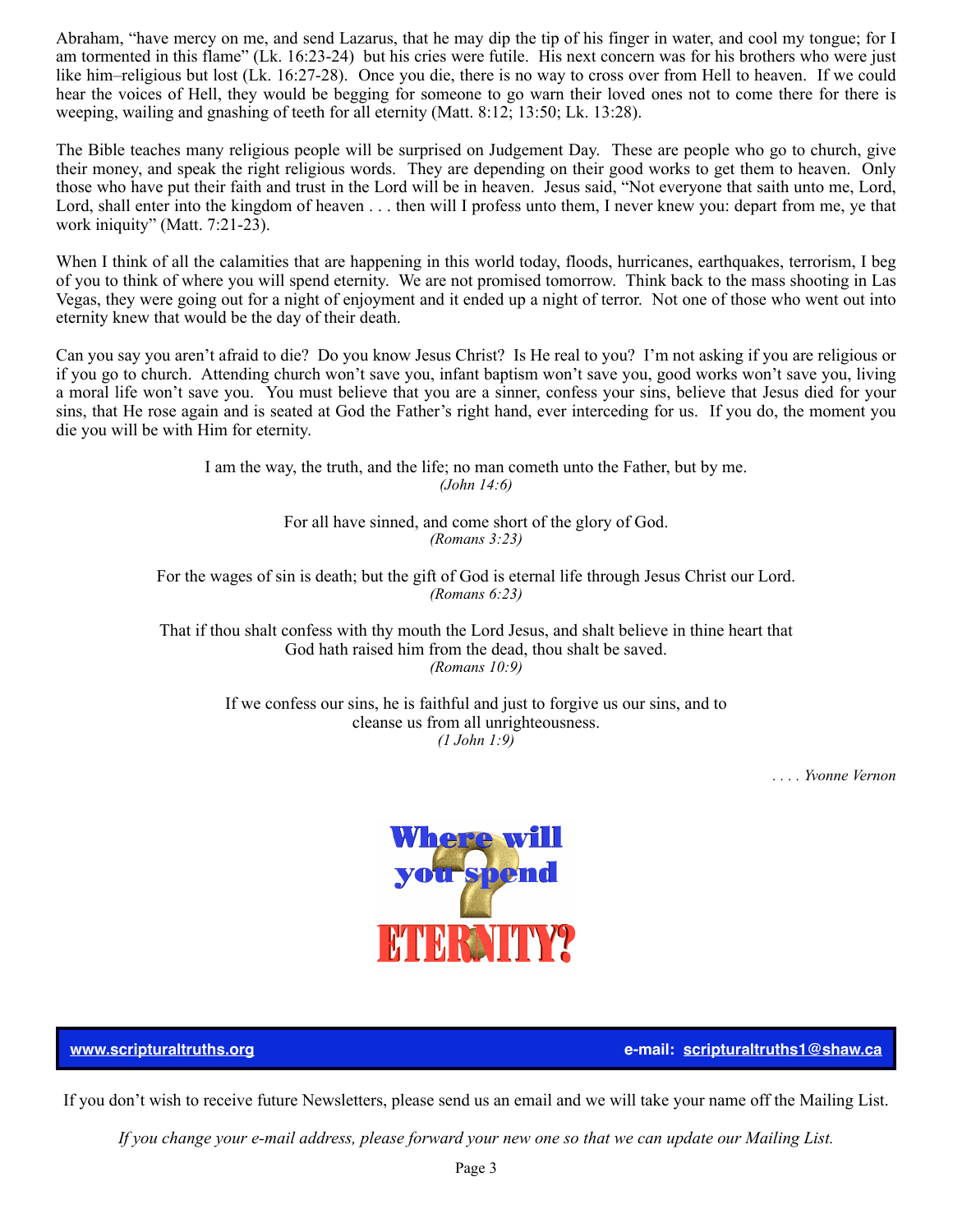Abraham, "have mercy on me, and send Lazarus, that he may dip the tip of his finger in water, and cool my tongue; for I am tormented in this flame" (Lk. 16:23-24) but his cries were futile. His next concern was for his brothers who were just like him–religious but lost (Lk. 16:27-28). Once you die, there is no way to cross over from Hell to heaven. If we could hear the voices of Hell, they would be begging for someone to go warn their loved ones not to come there for there is weeping, wailing and gnashing of teeth for all eternity (Matt. 8:12; 13:50; Lk. 13:28).

The Bible teaches many religious people will be surprised on Judgement Day. These are people who go to church, give their money, and speak the right religious words. They are depending on their good works to get them to heaven. Only those who have put their faith and trust in the Lord will be in heaven. Jesus said, "Not everyone that saith unto me, Lord, Lord, shall enter into the kingdom of heaven . . . then will I profess unto them, I never knew you: depart from me, ye that work iniquity" (Matt. 7:21-23).

When I think of all the calamities that are happening in this world today, floods, hurricanes, earthquakes, terrorism, I beg of you to think of where you will spend eternity. We are not promised tomorrow. Think back to the mass shooting in Las Vegas, they were going out for a night of enjoyment and it ended up a night of terror. Not one of those who went out into eternity knew that would be the day of their death.

Can you say you aren't afraid to die? Do you know Jesus Christ? Is He real to you? I'm not asking if you are religious or if you go to church. Attending church won't save you, infant baptism won't save you, good works won't save you, living a moral life won't save you. You must believe that you are a sinner, confess your sins, believe that Jesus died for your sins, that He rose again and is seated at God the Father's right hand, ever interceding for us. If you do, the moment you die you will be with Him for eternity.

I am the way, the truth, and the life; no man cometh unto the Father, but by me.
*(John 14:6)*

For all have sinned, and come short of the glory of God.
*(Romans 3:23)*

For the wages of sin is death; but the gift of God is eternal life through Jesus Christ our Lord.
*(Romans 6:23)*

That if thou shalt confess with thy mouth the Lord Jesus, and shalt believe in thine heart that God hath raised him from the dead, thou shalt be saved.
*(Romans 10:9)*

If we confess our sins, he is faithful and just to forgive us our sins, and to cleanse us from all unrighteousness.
*(1 John 1:9)*

*. . . . Yvonne Vernon*

Where will you spend ETERNITY?

**www.scripturaltruths.org** **e-mail: scripturaltruths1@shaw.ca**

If you don't wish to receive future Newsletters, please send us an email and we will take your name off the Mailing List.

*If you change your e-mail address, please forward your new one so that we can update our Mailing List.*